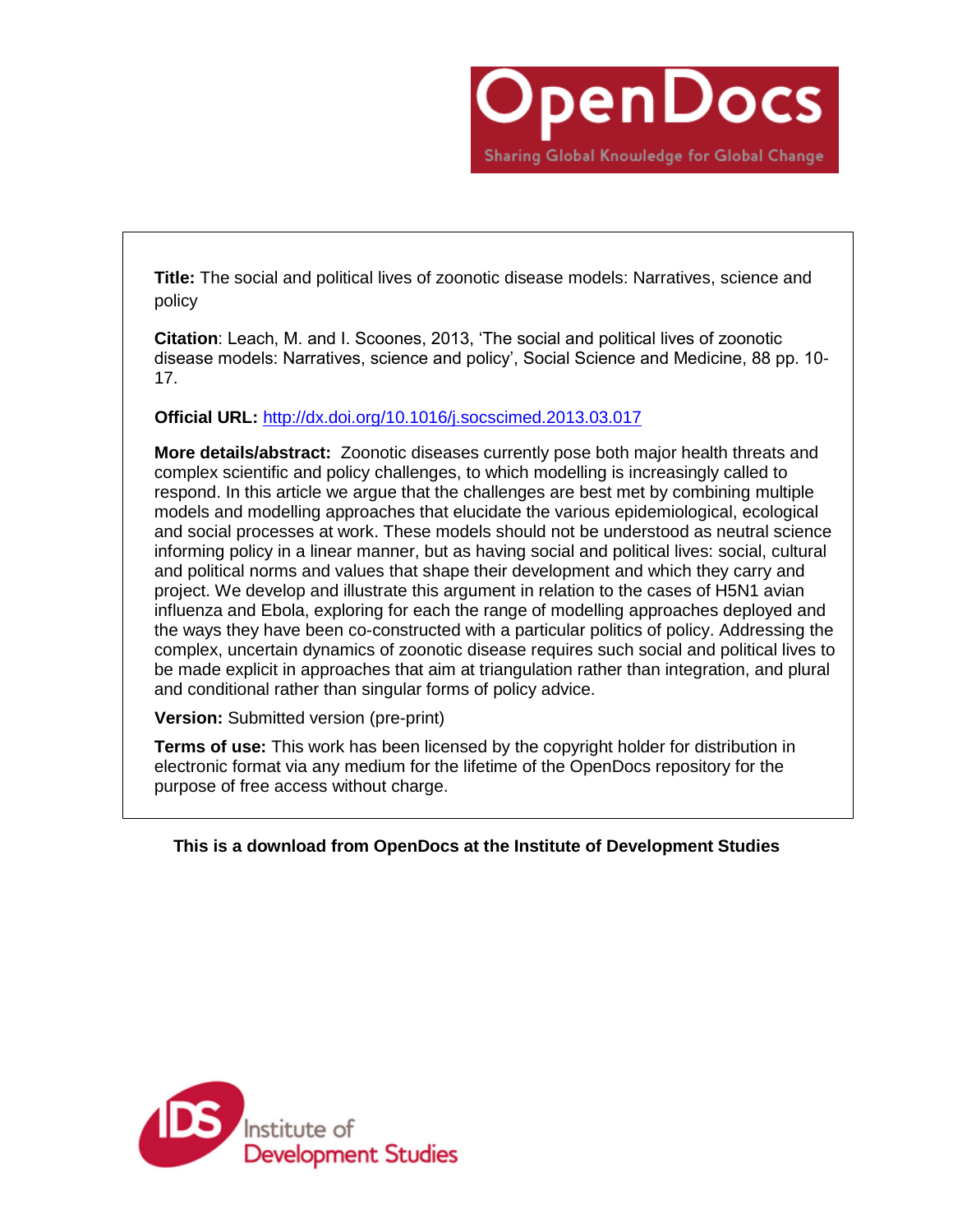OpenDocs

Sharing Global Knowledge for Global Change

**Title:** The social and political lives of zoonotic disease models: Narratives, science and policy

**Citation**: Leach, M. and I. Scoones, 2013, 'The social and political lives of zoonotic disease models: Narratives, science and policy', Social Science and Medicine, 88 pp. 10-17.

**Official URL:** http://dx.doi.org/10.1016/j.socscimed.2013.03.017

**More details/abstract:** Zoonotic diseases currently pose both major health threats and complex scientific and policy challenges, to which modelling is increasingly called to respond. In this article we argue that the challenges are best met by combining multiple models and modelling approaches that elucidate the various epidemiological, ecological and social processes at work. These models should not be understood as neutral science informing policy in a linear manner, but as having social and political lives: social, cultural and political norms and values that shape their development and which they carry and project. We develop and illustrate this argument in relation to the cases of H5N1 avian influenza and Ebola, exploring for each the range of modelling approaches deployed and the ways they have been co-constructed with a particular politics of policy. Addressing the complex, uncertain dynamics of zoonotic disease requires such social and political lives to be made explicit in approaches that aim at triangulation rather than integration, and plural and conditional rather than singular forms of policy advice.

**Version:** Submitted version (pre-print)

**Terms of use:** This work has been licensed by the copyright holder for distribution in electronic format via any medium for the lifetime of the OpenDocs repository for the purpose of free access without charge.

**This is a download from OpenDocs at the Institute of Development Studies**

IDS Institute of Development Studies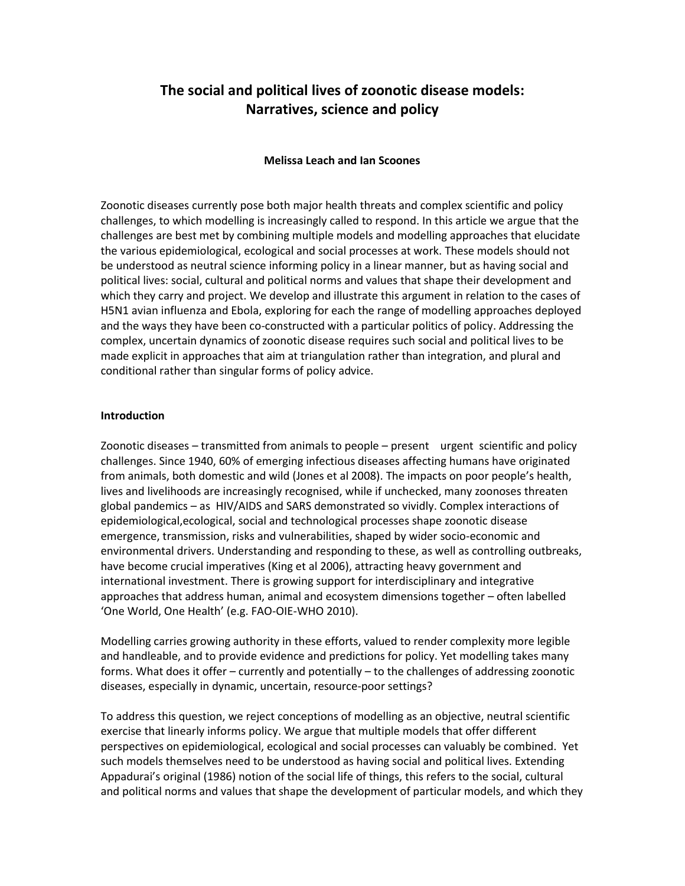# The social and political lives of zoonotic disease models: Narratives, science and policy

**Melissa Leach and Ian Scoones**

Zoonotic diseases currently pose both major health threats and complex scientific and policy challenges, to which modelling is increasingly called to respond. In this article we argue that the challenges are best met by combining multiple models and modelling approaches that elucidate the various epidemiological, ecological and social processes at work. These models should not be understood as neutral science informing policy in a linear manner, but as having social and political lives: social, cultural and political norms and values that shape their development and which they carry and project. We develop and illustrate this argument in relation to the cases of H5N1 avian influenza and Ebola, exploring for each the range of modelling approaches deployed and the ways they have been co-constructed with a particular politics of policy. Addressing the complex, uncertain dynamics of zoonotic disease requires such social and political lives to be made explicit in approaches that aim at triangulation rather than integration, and plural and conditional rather than singular forms of policy advice.

## Introduction

Zoonotic diseases – transmitted from animals to people – present urgent scientific and policy challenges. Since 1940, 60% of emerging infectious diseases affecting humans have originated from animals, both domestic and wild (Jones et al 2008). The impacts on poor people's health, lives and livelihoods are increasingly recognised, while if unchecked, many zoonoses threaten global pandemics – as HIV/AIDS and SARS demonstrated so vividly. Complex interactions of epidemiological,ecological, social and technological processes shape zoonotic disease emergence, transmission, risks and vulnerabilities, shaped by wider socio-economic and environmental drivers. Understanding and responding to these, as well as controlling outbreaks, have become crucial imperatives (King et al 2006), attracting heavy government and international investment. There is growing support for interdisciplinary and integrative approaches that address human, animal and ecosystem dimensions together – often labelled 'One World, One Health' (e.g. FAO-OIE-WHO 2010).

Modelling carries growing authority in these efforts, valued to render complexity more legible and handleable, and to provide evidence and predictions for policy. Yet modelling takes many forms. What does it offer – currently and potentially – to the challenges of addressing zoonotic diseases, especially in dynamic, uncertain, resource-poor settings?

To address this question, we reject conceptions of modelling as an objective, neutral scientific exercise that linearly informs policy. We argue that multiple models that offer different perspectives on epidemiological, ecological and social processes can valuably be combined. Yet such models themselves need to be understood as having social and political lives. Extending Appadurai's original (1986) notion of the social life of things, this refers to the social, cultural and political norms and values that shape the development of particular models, and which they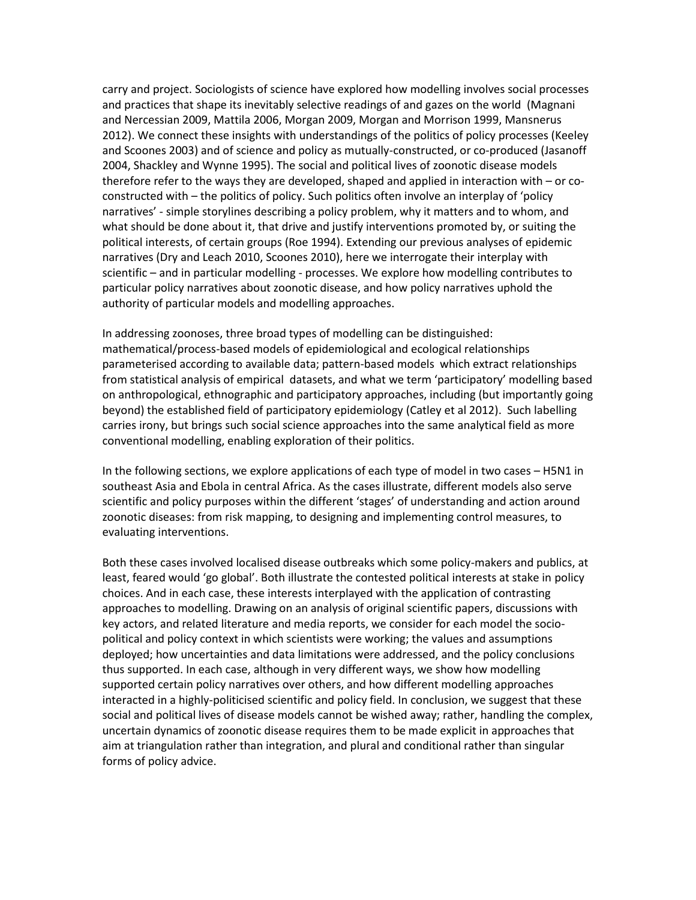carry and project. Sociologists of science have explored how modelling involves social processes and practices that shape its inevitably selective readings of and gazes on the world (Magnani and Nercessian 2009, Mattila 2006, Morgan 2009, Morgan and Morrison 1999, Mansnerus 2012). We connect these insights with understandings of the politics of policy processes (Keeley and Scoones 2003) and of science and policy as mutually-constructed, or co-produced (Jasanoff 2004, Shackley and Wynne 1995). The social and political lives of zoonotic disease models therefore refer to the ways they are developed, shaped and applied in interaction with – or co-constructed with – the politics of policy. Such politics often involve an interplay of 'policy narratives' - simple storylines describing a policy problem, why it matters and to whom, and what should be done about it, that drive and justify interventions promoted by, or suiting the political interests, of certain groups (Roe 1994). Extending our previous analyses of epidemic narratives (Dry and Leach 2010, Scoones 2010), here we interrogate their interplay with scientific – and in particular modelling - processes. We explore how modelling contributes to particular policy narratives about zoonotic disease, and how policy narratives uphold the authority of particular models and modelling approaches.

In addressing zoonoses, three broad types of modelling can be distinguished: mathematical/process-based models of epidemiological and ecological relationships parameterised according to available data; pattern-based models which extract relationships from statistical analysis of empirical datasets, and what we term 'participatory' modelling based on anthropological, ethnographic and participatory approaches, including (but importantly going beyond) the established field of participatory epidemiology (Catley et al 2012). Such labelling carries irony, but brings such social science approaches into the same analytical field as more conventional modelling, enabling exploration of their politics.

In the following sections, we explore applications of each type of model in two cases – H5N1 in southeast Asia and Ebola in central Africa. As the cases illustrate, different models also serve scientific and policy purposes within the different 'stages' of understanding and action around zoonotic diseases: from risk mapping, to designing and implementing control measures, to evaluating interventions.

Both these cases involved localised disease outbreaks which some policy-makers and publics, at least, feared would 'go global'. Both illustrate the contested political interests at stake in policy choices. And in each case, these interests interplayed with the application of contrasting approaches to modelling. Drawing on an analysis of original scientific papers, discussions with key actors, and related literature and media reports, we consider for each model the socio-political and policy context in which scientists were working; the values and assumptions deployed; how uncertainties and data limitations were addressed, and the policy conclusions thus supported. In each case, although in very different ways, we show how modelling supported certain policy narratives over others, and how different modelling approaches interacted in a highly-politicised scientific and policy field. In conclusion, we suggest that these social and political lives of disease models cannot be wished away; rather, handling the complex, uncertain dynamics of zoonotic disease requires them to be made explicit in approaches that aim at triangulation rather than integration, and plural and conditional rather than singular forms of policy advice.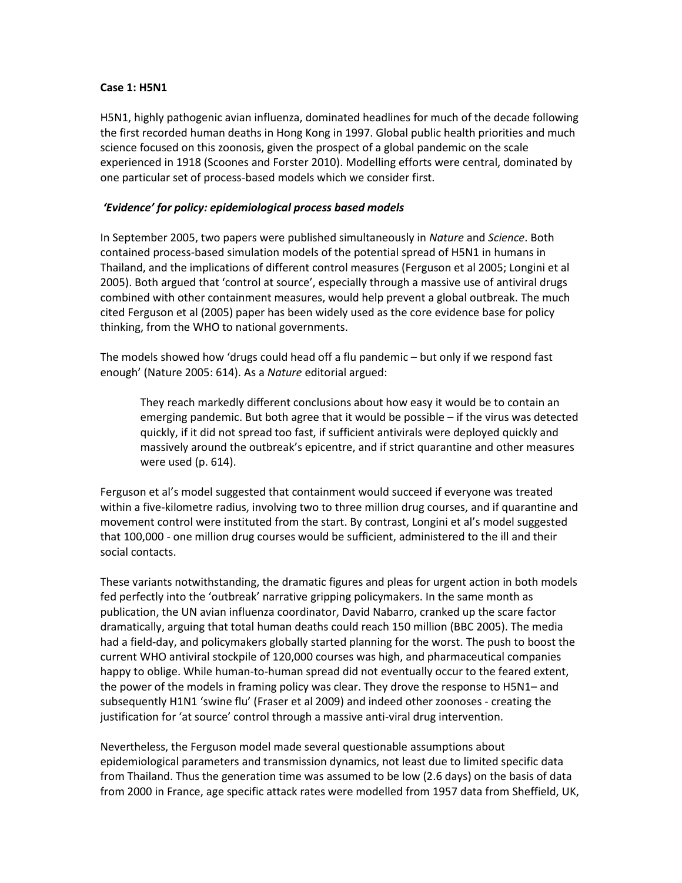**Case 1: H5N1**

H5N1, highly pathogenic avian influenza, dominated headlines for much of the decade following the first recorded human deaths in Hong Kong in 1997. Global public health priorities and much science focused on this zoonosis, given the prospect of a global pandemic on the scale experienced in 1918 (Scoones and Forster 2010). Modelling efforts were central, dominated by one particular set of process-based models which we consider first.

***'Evidence' for policy: epidemiological process based models***

In September 2005, two papers were published simultaneously in *Nature* and *Science*. Both contained process-based simulation models of the potential spread of H5N1 in humans in Thailand, and the implications of different control measures (Ferguson et al 2005; Longini et al 2005). Both argued that 'control at source', especially through a massive use of antiviral drugs combined with other containment measures, would help prevent a global outbreak. The much cited Ferguson et al (2005) paper has been widely used as the core evidence base for policy thinking, from the WHO to national governments.

The models showed how 'drugs could head off a flu pandemic – but only if we respond fast enough' (Nature 2005: 614). As a *Nature* editorial argued:

> They reach markedly different conclusions about how easy it would be to contain an emerging pandemic. But both agree that it would be possible – if the virus was detected quickly, if it did not spread too fast, if sufficient antivirals were deployed quickly and massively around the outbreak's epicentre, and if strict quarantine and other measures were used (p. 614).

Ferguson et al's model suggested that containment would succeed if everyone was treated within a five-kilometre radius, involving two to three million drug courses, and if quarantine and movement control were instituted from the start. By contrast, Longini et al's model suggested that 100,000 - one million drug courses would be sufficient, administered to the ill and their social contacts.

These variants notwithstanding, the dramatic figures and pleas for urgent action in both models fed perfectly into the 'outbreak' narrative gripping policymakers. In the same month as publication, the UN avian influenza coordinator, David Nabarro, cranked up the scare factor dramatically, arguing that total human deaths could reach 150 million (BBC 2005). The media had a field-day, and policymakers globally started planning for the worst. The push to boost the current WHO antiviral stockpile of 120,000 courses was high, and pharmaceutical companies happy to oblige. While human-to-human spread did not eventually occur to the feared extent, the power of the models in framing policy was clear. They drove the response to H5N1– and subsequently H1N1 'swine flu' (Fraser et al 2009) and indeed other zoonoses - creating the justification for 'at source' control through a massive anti-viral drug intervention.

Nevertheless, the Ferguson model made several questionable assumptions about epidemiological parameters and transmission dynamics, not least due to limited specific data from Thailand. Thus the generation time was assumed to be low (2.6 days) on the basis of data from 2000 in France, age specific attack rates were modelled from 1957 data from Sheffield, UK,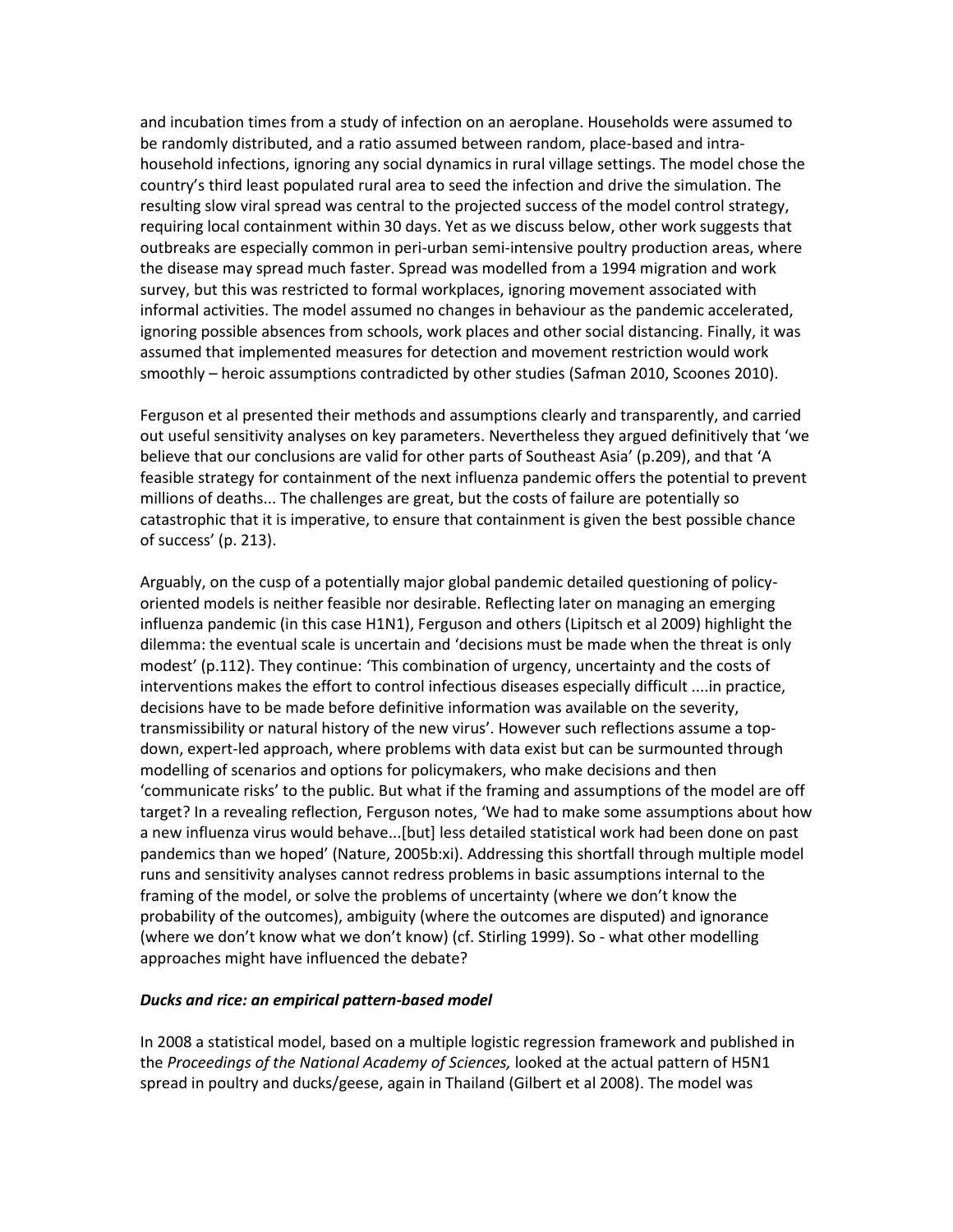and incubation times from a study of infection on an aeroplane. Households were assumed to be randomly distributed, and a ratio assumed between random, place-based and intra-household infections, ignoring any social dynamics in rural village settings. The model chose the country's third least populated rural area to seed the infection and drive the simulation. The resulting slow viral spread was central to the projected success of the model control strategy, requiring local containment within 30 days. Yet as we discuss below, other work suggests that outbreaks are especially common in peri-urban semi-intensive poultry production areas, where the disease may spread much faster. Spread was modelled from a 1994 migration and work survey, but this was restricted to formal workplaces, ignoring movement associated with informal activities. The model assumed no changes in behaviour as the pandemic accelerated, ignoring possible absences from schools, work places and other social distancing. Finally, it was assumed that implemented measures for detection and movement restriction would work smoothly – heroic assumptions contradicted by other studies (Safman 2010, Scoones 2010).

Ferguson et al presented their methods and assumptions clearly and transparently, and carried out useful sensitivity analyses on key parameters. Nevertheless they argued definitively that 'we believe that our conclusions are valid for other parts of Southeast Asia' (p.209), and that 'A feasible strategy for containment of the next influenza pandemic offers the potential to prevent millions of deaths... The challenges are great, but the costs of failure are potentially so catastrophic that it is imperative, to ensure that containment is given the best possible chance of success' (p. 213).

Arguably, on the cusp of a potentially major global pandemic detailed questioning of policy-oriented models is neither feasible nor desirable. Reflecting later on managing an emerging influenza pandemic (in this case H1N1), Ferguson and others (Lipitsch et al 2009) highlight the dilemma: the eventual scale is uncertain and 'decisions must be made when the threat is only modest' (p.112). They continue: 'This combination of urgency, uncertainty and the costs of interventions makes the effort to control infectious diseases especially difficult ....in practice, decisions have to be made before definitive information was available on the severity, transmissibility or natural history of the new virus'. However such reflections assume a top-down, expert-led approach, where problems with data exist but can be surmounted through modelling of scenarios and options for policymakers, who make decisions and then 'communicate risks' to the public. But what if the framing and assumptions of the model are off target? In a revealing reflection, Ferguson notes, 'We had to make some assumptions about how a new influenza virus would behave...[but] less detailed statistical work had been done on past pandemics than we hoped' (Nature, 2005b:xi). Addressing this shortfall through multiple model runs and sensitivity analyses cannot redress problems in basic assumptions internal to the framing of the model, or solve the problems of uncertainty (where we don't know the probability of the outcomes), ambiguity (where the outcomes are disputed) and ignorance (where we don't know what we don't know) (cf. Stirling 1999). So - what other modelling approaches might have influenced the debate?

### *Ducks and rice: an empirical pattern-based model*

In 2008 a statistical model, based on a multiple logistic regression framework and published in the *Proceedings of the National Academy of Sciences,* looked at the actual pattern of H5N1 spread in poultry and ducks/geese, again in Thailand (Gilbert et al 2008). The model was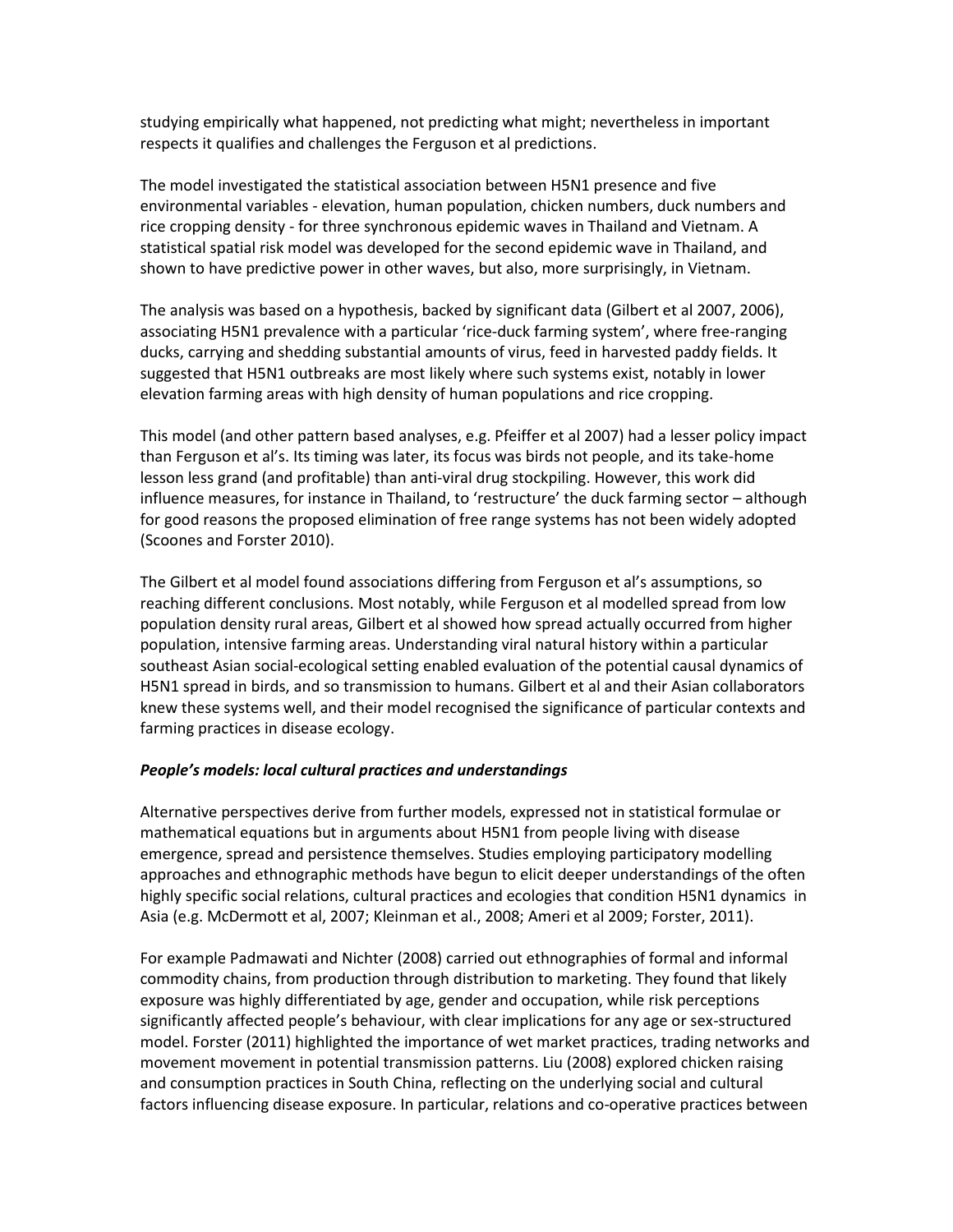studying empirically what happened, not predicting what might; nevertheless in important respects it qualifies and challenges the Ferguson et al predictions.

The model investigated the statistical association between H5N1 presence and five environmental variables - elevation, human population, chicken numbers, duck numbers and rice cropping density - for three synchronous epidemic waves in Thailand and Vietnam. A statistical spatial risk model was developed for the second epidemic wave in Thailand, and shown to have predictive power in other waves, but also, more surprisingly, in Vietnam.

The analysis was based on a hypothesis, backed by significant data (Gilbert et al 2007, 2006), associating H5N1 prevalence with a particular 'rice-duck farming system', where free-ranging ducks, carrying and shedding substantial amounts of virus, feed in harvested paddy fields. It suggested that H5N1 outbreaks are most likely where such systems exist, notably in lower elevation farming areas with high density of human populations and rice cropping.

This model (and other pattern based analyses, e.g. Pfeiffer et al 2007) had a lesser policy impact than Ferguson et al's. Its timing was later, its focus was birds not people, and its take-home lesson less grand (and profitable) than anti-viral drug stockpiling. However, this work did influence measures, for instance in Thailand, to 'restructure' the duck farming sector – although for good reasons the proposed elimination of free range systems has not been widely adopted (Scoones and Forster 2010).

The Gilbert et al model found associations differing from Ferguson et al's assumptions, so reaching different conclusions. Most notably, while Ferguson et al modelled spread from low population density rural areas, Gilbert et al showed how spread actually occurred from higher population, intensive farming areas. Understanding viral natural history within a particular southeast Asian social-ecological setting enabled evaluation of the potential causal dynamics of H5N1 spread in birds, and so transmission to humans. Gilbert et al and their Asian collaborators knew these systems well, and their model recognised the significance of particular contexts and farming practices in disease ecology.

***People's models: local cultural practices and understandings***

Alternative perspectives derive from further models, expressed not in statistical formulae or mathematical equations but in arguments about H5N1 from people living with disease emergence, spread and persistence themselves. Studies employing participatory modelling approaches and ethnographic methods have begun to elicit deeper understandings of the often highly specific social relations, cultural practices and ecologies that condition H5N1 dynamics in Asia (e.g. McDermott et al, 2007; Kleinman et al., 2008; Ameri et al 2009; Forster, 2011).

For example Padmawati and Nichter (2008) carried out ethnographies of formal and informal commodity chains, from production through distribution to marketing. They found that likely exposure was highly differentiated by age, gender and occupation, while risk perceptions significantly affected people's behaviour, with clear implications for any age or sex-structured model. Forster (2011) highlighted the importance of wet market practices, trading networks and movement movement in potential transmission patterns. Liu (2008) explored chicken raising and consumption practices in South China, reflecting on the underlying social and cultural factors influencing disease exposure. In particular, relations and co-operative practices between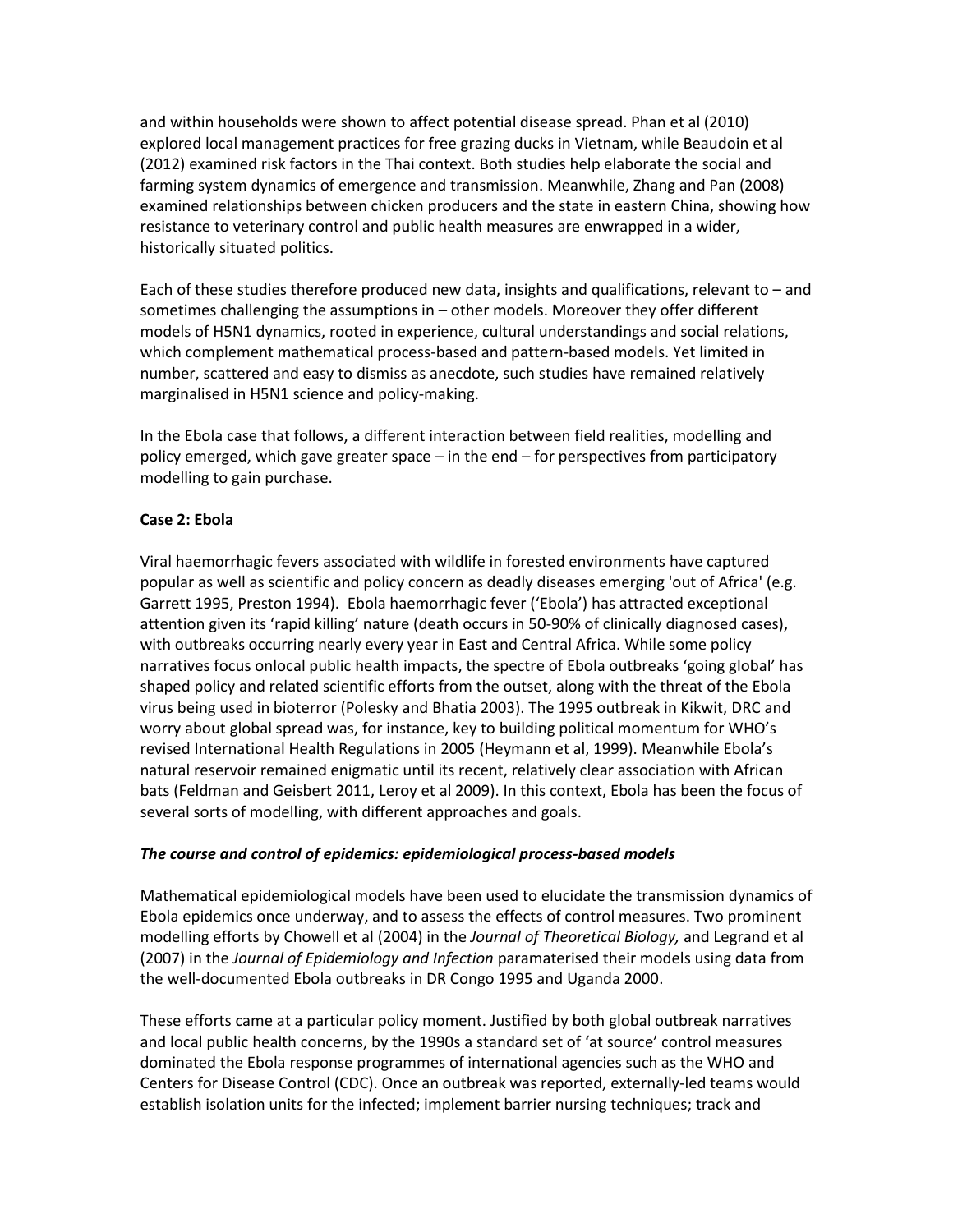and within households were shown to affect potential disease spread. Phan et al (2010) explored local management practices for free grazing ducks in Vietnam, while Beaudoin et al (2012) examined risk factors in the Thai context. Both studies help elaborate the social and farming system dynamics of emergence and transmission. Meanwhile, Zhang and Pan (2008) examined relationships between chicken producers and the state in eastern China, showing how resistance to veterinary control and public health measures are enwrapped in a wider, historically situated politics.

Each of these studies therefore produced new data, insights and qualifications, relevant to – and sometimes challenging the assumptions in – other models. Moreover they offer different models of H5N1 dynamics, rooted in experience, cultural understandings and social relations, which complement mathematical process-based and pattern-based models. Yet limited in number, scattered and easy to dismiss as anecdote, such studies have remained relatively marginalised in H5N1 science and policy-making.

In the Ebola case that follows, a different interaction between field realities, modelling and policy emerged, which gave greater space – in the end – for perspectives from participatory modelling to gain purchase.

**Case 2: Ebola**

Viral haemorrhagic fevers associated with wildlife in forested environments have captured popular as well as scientific and policy concern as deadly diseases emerging 'out of Africa' (e.g. Garrett 1995, Preston 1994). Ebola haemorrhagic fever ('Ebola') has attracted exceptional attention given its 'rapid killing' nature (death occurs in 50-90% of clinically diagnosed cases), with outbreaks occurring nearly every year in East and Central Africa. While some policy narratives focus onlocal public health impacts, the spectre of Ebola outbreaks 'going global' has shaped policy and related scientific efforts from the outset, along with the threat of the Ebola virus being used in bioterror (Polesky and Bhatia 2003). The 1995 outbreak in Kikwit, DRC and worry about global spread was, for instance, key to building political momentum for WHO's revised International Health Regulations in 2005 (Heymann et al, 1999). Meanwhile Ebola's natural reservoir remained enigmatic until its recent, relatively clear association with African bats (Feldman and Geisbert 2011, Leroy et al 2009). In this context, Ebola has been the focus of several sorts of modelling, with different approaches and goals.

***The course and control of epidemics: epidemiological process-based models***

Mathematical epidemiological models have been used to elucidate the transmission dynamics of Ebola epidemics once underway, and to assess the effects of control measures. Two prominent modelling efforts by Chowell et al (2004) in the *Journal of Theoretical Biology,* and Legrand et al (2007) in the *Journal of Epidemiology and Infection* paramaterised their models using data from the well-documented Ebola outbreaks in DR Congo 1995 and Uganda 2000.

These efforts came at a particular policy moment. Justified by both global outbreak narratives and local public health concerns, by the 1990s a standard set of 'at source' control measures dominated the Ebola response programmes of international agencies such as the WHO and Centers for Disease Control (CDC). Once an outbreak was reported, externally-led teams would establish isolation units for the infected; implement barrier nursing techniques; track and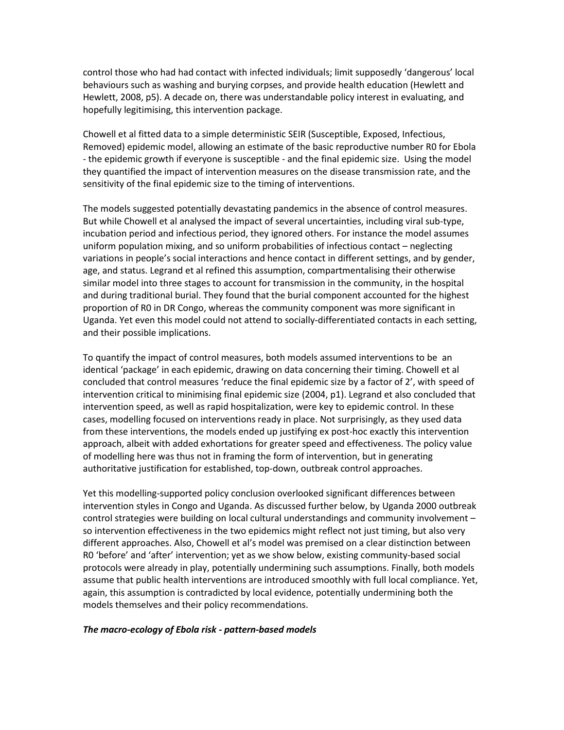control those who had had contact with infected individuals; limit supposedly 'dangerous' local behaviours such as washing and burying corpses, and provide health education (Hewlett and Hewlett, 2008, p5). A decade on, there was understandable policy interest in evaluating, and hopefully legitimising, this intervention package.

Chowell et al fitted data to a simple deterministic SEIR (Susceptible, Exposed, Infectious, Removed) epidemic model, allowing an estimate of the basic reproductive number R0 for Ebola - the epidemic growth if everyone is susceptible - and the final epidemic size. Using the model they quantified the impact of intervention measures on the disease transmission rate, and the sensitivity of the final epidemic size to the timing of interventions.

The models suggested potentially devastating pandemics in the absence of control measures. But while Chowell et al analysed the impact of several uncertainties, including viral sub-type, incubation period and infectious period, they ignored others. For instance the model assumes uniform population mixing, and so uniform probabilities of infectious contact – neglecting variations in people's social interactions and hence contact in different settings, and by gender, age, and status. Legrand et al refined this assumption, compartmentalising their otherwise similar model into three stages to account for transmission in the community, in the hospital and during traditional burial. They found that the burial component accounted for the highest proportion of R0 in DR Congo, whereas the community component was more significant in Uganda. Yet even this model could not attend to socially-differentiated contacts in each setting, and their possible implications.

To quantify the impact of control measures, both models assumed interventions to be an identical 'package' in each epidemic, drawing on data concerning their timing. Chowell et al concluded that control measures 'reduce the final epidemic size by a factor of 2', with speed of intervention critical to minimising final epidemic size (2004, p1). Legrand et also concluded that intervention speed, as well as rapid hospitalization, were key to epidemic control. In these cases, modelling focused on interventions ready in place. Not surprisingly, as they used data from these interventions, the models ended up justifying ex post-hoc exactly this intervention approach, albeit with added exhortations for greater speed and effectiveness. The policy value of modelling here was thus not in framing the form of intervention, but in generating authoritative justification for established, top-down, outbreak control approaches.

Yet this modelling-supported policy conclusion overlooked significant differences between intervention styles in Congo and Uganda. As discussed further below, by Uganda 2000 outbreak control strategies were building on local cultural understandings and community involvement – so intervention effectiveness in the two epidemics might reflect not just timing, but also very different approaches. Also, Chowell et al's model was premised on a clear distinction between R0 'before' and 'after' intervention; yet as we show below, existing community-based social protocols were already in play, potentially undermining such assumptions. Finally, both models assume that public health interventions are introduced smoothly with full local compliance. Yet, again, this assumption is contradicted by local evidence, potentially undermining both the models themselves and their policy recommendations.

### ***The macro-ecology of Ebola risk - pattern-based models***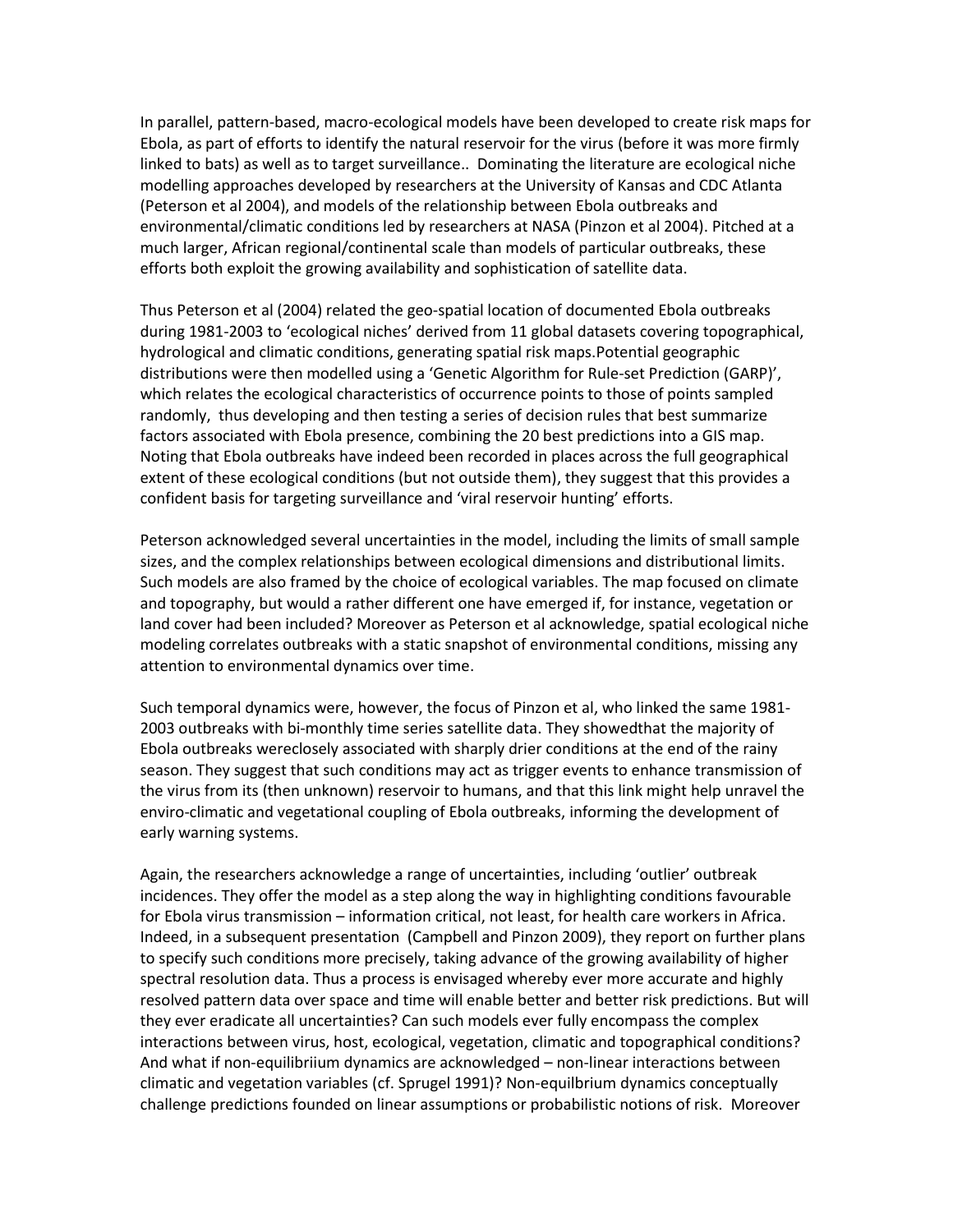In parallel, pattern-based, macro-ecological models have been developed to create risk maps for Ebola, as part of efforts to identify the natural reservoir for the virus (before it was more firmly linked to bats) as well as to target surveillance.. Dominating the literature are ecological niche modelling approaches developed by researchers at the University of Kansas and CDC Atlanta (Peterson et al 2004), and models of the relationship between Ebola outbreaks and environmental/climatic conditions led by researchers at NASA (Pinzon et al 2004). Pitched at a much larger, African regional/continental scale than models of particular outbreaks, these efforts both exploit the growing availability and sophistication of satellite data.

Thus Peterson et al (2004) related the geo-spatial location of documented Ebola outbreaks during 1981-2003 to 'ecological niches' derived from 11 global datasets covering topographical, hydrological and climatic conditions, generating spatial risk maps.Potential geographic distributions were then modelled using a 'Genetic Algorithm for Rule-set Prediction (GARP)', which relates the ecological characteristics of occurrence points to those of points sampled randomly, thus developing and then testing a series of decision rules that best summarize factors associated with Ebola presence, combining the 20 best predictions into a GIS map. Noting that Ebola outbreaks have indeed been recorded in places across the full geographical extent of these ecological conditions (but not outside them), they suggest that this provides a confident basis for targeting surveillance and 'viral reservoir hunting' efforts.

Peterson acknowledged several uncertainties in the model, including the limits of small sample sizes, and the complex relationships between ecological dimensions and distributional limits. Such models are also framed by the choice of ecological variables. The map focused on climate and topography, but would a rather different one have emerged if, for instance, vegetation or land cover had been included? Moreover as Peterson et al acknowledge, spatial ecological niche modeling correlates outbreaks with a static snapshot of environmental conditions, missing any attention to environmental dynamics over time.

Such temporal dynamics were, however, the focus of Pinzon et al, who linked the same 1981-2003 outbreaks with bi-monthly time series satellite data. They showedthat the majority of Ebola outbreaks wereclosely associated with sharply drier conditions at the end of the rainy season. They suggest that such conditions may act as trigger events to enhance transmission of the virus from its (then unknown) reservoir to humans, and that this link might help unravel the enviro-climatic and vegetational coupling of Ebola outbreaks, informing the development of early warning systems.

Again, the researchers acknowledge a range of uncertainties, including 'outlier' outbreak incidences. They offer the model as a step along the way in highlighting conditions favourable for Ebola virus transmission – information critical, not least, for health care workers in Africa. Indeed, in a subsequent presentation (Campbell and Pinzon 2009), they report on further plans to specify such conditions more precisely, taking advance of the growing availability of higher spectral resolution data. Thus a process is envisaged whereby ever more accurate and highly resolved pattern data over space and time will enable better and better risk predictions. But will they ever eradicate all uncertainties? Can such models ever fully encompass the complex interactions between virus, host, ecological, vegetation, climatic and topographical conditions? And what if non-equilibriium dynamics are acknowledged – non-linear interactions between climatic and vegetation variables (cf. Sprugel 1991)? Non-equilbrium dynamics conceptually challenge predictions founded on linear assumptions or probabilistic notions of risk. Moreover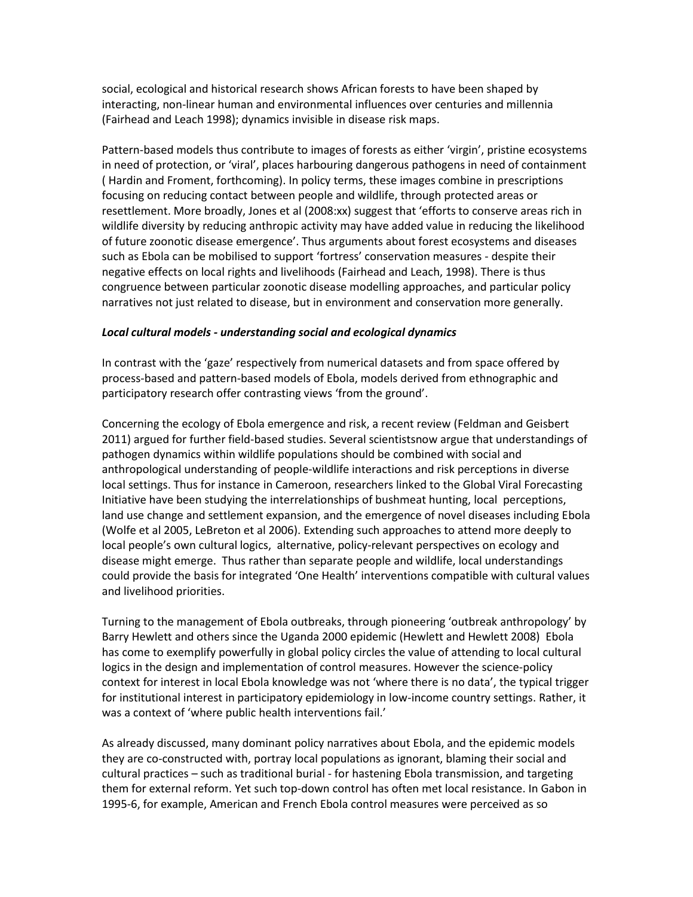social, ecological and historical research shows African forests to have been shaped by interacting, non-linear human and environmental influences over centuries and millennia (Fairhead and Leach 1998); dynamics invisible in disease risk maps.

Pattern-based models thus contribute to images of forests as either 'virgin', pristine ecosystems in need of protection, or 'viral', places harbouring dangerous pathogens in need of containment ( Hardin and Froment, forthcoming). In policy terms, these images combine in prescriptions focusing on reducing contact between people and wildlife, through protected areas or resettlement. More broadly, Jones et al (2008:xx) suggest that 'efforts to conserve areas rich in wildlife diversity by reducing anthropic activity may have added value in reducing the likelihood of future zoonotic disease emergence'. Thus arguments about forest ecosystems and diseases such as Ebola can be mobilised to support 'fortress' conservation measures - despite their negative effects on local rights and livelihoods (Fairhead and Leach, 1998). There is thus congruence between particular zoonotic disease modelling approaches, and particular policy narratives not just related to disease, but in environment and conservation more generally.

***Local cultural models - understanding social and ecological dynamics***

In contrast with the 'gaze' respectively from numerical datasets and from space offered by process-based and pattern-based models of Ebola, models derived from ethnographic and participatory research offer contrasting views 'from the ground'.

Concerning the ecology of Ebola emergence and risk, a recent review (Feldman and Geisbert 2011) argued for further field-based studies. Several scientistsnow argue that understandings of pathogen dynamics within wildlife populations should be combined with social and anthropological understanding of people-wildlife interactions and risk perceptions in diverse local settings. Thus for instance in Cameroon, researchers linked to the Global Viral Forecasting Initiative have been studying the interrelationships of bushmeat hunting, local perceptions, land use change and settlement expansion, and the emergence of novel diseases including Ebola (Wolfe et al 2005, LeBreton et al 2006). Extending such approaches to attend more deeply to local people's own cultural logics, alternative, policy-relevant perspectives on ecology and disease might emerge. Thus rather than separate people and wildlife, local understandings could provide the basis for integrated 'One Health' interventions compatible with cultural values and livelihood priorities.

Turning to the management of Ebola outbreaks, through pioneering 'outbreak anthropology' by Barry Hewlett and others since the Uganda 2000 epidemic (Hewlett and Hewlett 2008) Ebola has come to exemplify powerfully in global policy circles the value of attending to local cultural logics in the design and implementation of control measures. However the science-policy context for interest in local Ebola knowledge was not 'where there is no data', the typical trigger for institutional interest in participatory epidemiology in low-income country settings. Rather, it was a context of 'where public health interventions fail.'

As already discussed, many dominant policy narratives about Ebola, and the epidemic models they are co-constructed with, portray local populations as ignorant, blaming their social and cultural practices – such as traditional burial - for hastening Ebola transmission, and targeting them for external reform. Yet such top-down control has often met local resistance. In Gabon in 1995-6, for example, American and French Ebola control measures were perceived as so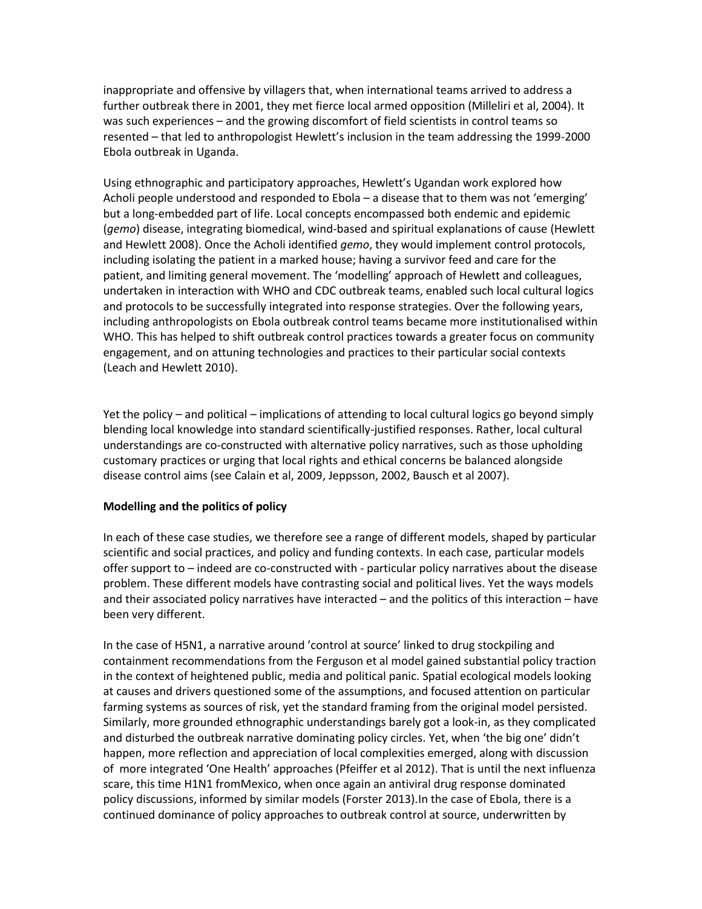inappropriate and offensive by villagers that, when international teams arrived to address a further outbreak there in 2001, they met fierce local armed opposition (Milleliri et al, 2004). It was such experiences – and the growing discomfort of field scientists in control teams so resented – that led to anthropologist Hewlett's inclusion in the team addressing the 1999-2000 Ebola outbreak in Uganda.

Using ethnographic and participatory approaches, Hewlett's Ugandan work explored how Acholi people understood and responded to Ebola – a disease that to them was not 'emerging' but a long-embedded part of life. Local concepts encompassed both endemic and epidemic (*gemo*) disease, integrating biomedical, wind-based and spiritual explanations of cause (Hewlett and Hewlett 2008). Once the Acholi identified *gemo*, they would implement control protocols, including isolating the patient in a marked house; having a survivor feed and care for the patient, and limiting general movement. The 'modelling' approach of Hewlett and colleagues, undertaken in interaction with WHO and CDC outbreak teams, enabled such local cultural logics and protocols to be successfully integrated into response strategies. Over the following years, including anthropologists on Ebola outbreak control teams became more institutionalised within WHO. This has helped to shift outbreak control practices towards a greater focus on community engagement, and on attuning technologies and practices to their particular social contexts (Leach and Hewlett 2010).

Yet the policy – and political – implications of attending to local cultural logics go beyond simply blending local knowledge into standard scientifically-justified responses. Rather, local cultural understandings are co-constructed with alternative policy narratives, such as those upholding customary practices or urging that local rights and ethical concerns be balanced alongside disease control aims (see Calain et al, 2009, Jeppsson, 2002, Bausch et al 2007).

**Modelling and the politics of policy**

In each of these case studies, we therefore see a range of different models, shaped by particular scientific and social practices, and policy and funding contexts. In each case, particular models offer support to – indeed are co-constructed with - particular policy narratives about the disease problem. These different models have contrasting social and political lives. Yet the ways models and their associated policy narratives have interacted – and the politics of this interaction – have been very different.

In the case of H5N1, a narrative around 'control at source' linked to drug stockpiling and containment recommendations from the Ferguson et al model gained substantial policy traction in the context of heightened public, media and political panic. Spatial ecological models looking at causes and drivers questioned some of the assumptions, and focused attention on particular farming systems as sources of risk, yet the standard framing from the original model persisted. Similarly, more grounded ethnographic understandings barely got a look-in, as they complicated and disturbed the outbreak narrative dominating policy circles. Yet, when 'the big one' didn't happen, more reflection and appreciation of local complexities emerged, along with discussion of more integrated 'One Health' approaches (Pfeiffer et al 2012). That is until the next influenza scare, this time H1N1 fromMexico, when once again an antiviral drug response dominated policy discussions, informed by similar models (Forster 2013).In the case of Ebola, there is a continued dominance of policy approaches to outbreak control at source, underwritten by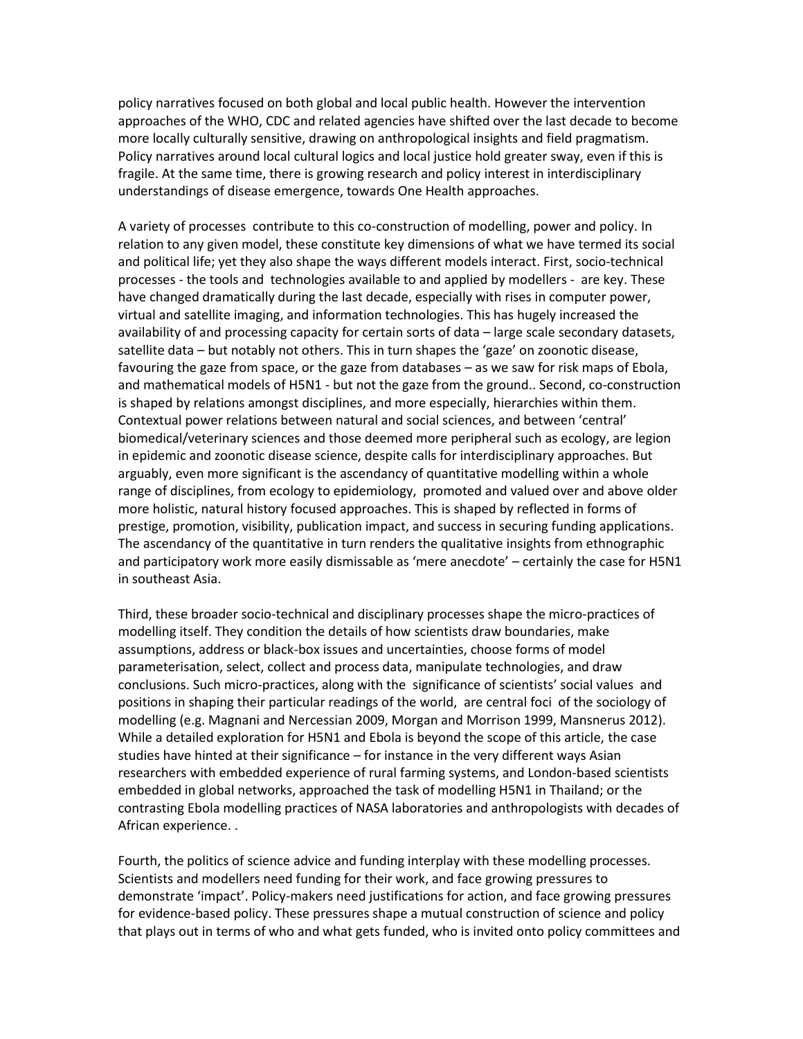policy narratives focused on both global and local public health. However the intervention approaches of the WHO, CDC and related agencies have shifted over the last decade to become more locally culturally sensitive, drawing on anthropological insights and field pragmatism. Policy narratives around local cultural logics and local justice hold greater sway, even if this is fragile. At the same time, there is growing research and policy interest in interdisciplinary understandings of disease emergence, towards One Health approaches.

A variety of processes contribute to this co-construction of modelling, power and policy. In relation to any given model, these constitute key dimensions of what we have termed its social and political life; yet they also shape the ways different models interact. First, socio-technical processes - the tools and technologies available to and applied by modellers - are key. These have changed dramatically during the last decade, especially with rises in computer power, virtual and satellite imaging, and information technologies. This has hugely increased the availability of and processing capacity for certain sorts of data – large scale secondary datasets, satellite data – but notably not others. This in turn shapes the 'gaze' on zoonotic disease, favouring the gaze from space, or the gaze from databases – as we saw for risk maps of Ebola, and mathematical models of H5N1 - but not the gaze from the ground.. Second, co-construction is shaped by relations amongst disciplines, and more especially, hierarchies within them. Contextual power relations between natural and social sciences, and between 'central' biomedical/veterinary sciences and those deemed more peripheral such as ecology, are legion in epidemic and zoonotic disease science, despite calls for interdisciplinary approaches. But arguably, even more significant is the ascendancy of quantitative modelling within a whole range of disciplines, from ecology to epidemiology, promoted and valued over and above older more holistic, natural history focused approaches. This is shaped by reflected in forms of prestige, promotion, visibility, publication impact, and success in securing funding applications. The ascendancy of the quantitative in turn renders the qualitative insights from ethnographic and participatory work more easily dismissable as 'mere anecdote' – certainly the case for H5N1 in southeast Asia.

Third, these broader socio-technical and disciplinary processes shape the micro-practices of modelling itself. They condition the details of how scientists draw boundaries, make assumptions, address or black-box issues and uncertainties, choose forms of model parameterisation, select, collect and process data, manipulate technologies, and draw conclusions. Such micro-practices, along with the significance of scientists' social values and positions in shaping their particular readings of the world, are central foci of the sociology of modelling (e.g. Magnani and Nercessian 2009, Morgan and Morrison 1999, Mansnerus 2012). While a detailed exploration for H5N1 and Ebola is beyond the scope of this article, the case studies have hinted at their significance – for instance in the very different ways Asian researchers with embedded experience of rural farming systems, and London-based scientists embedded in global networks, approached the task of modelling H5N1 in Thailand; or the contrasting Ebola modelling practices of NASA laboratories and anthropologists with decades of African experience. .

Fourth, the politics of science advice and funding interplay with these modelling processes. Scientists and modellers need funding for their work, and face growing pressures to demonstrate 'impact'. Policy-makers need justifications for action, and face growing pressures for evidence-based policy. These pressures shape a mutual construction of science and policy that plays out in terms of who and what gets funded, who is invited onto policy committees and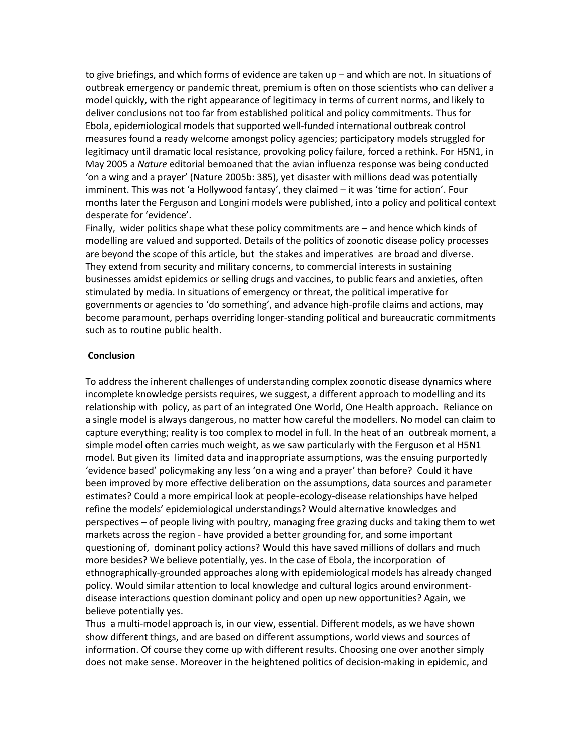to give briefings, and which forms of evidence are taken up – and which are not. In situations of outbreak emergency or pandemic threat, premium is often on those scientists who can deliver a model quickly, with the right appearance of legitimacy in terms of current norms, and likely to deliver conclusions not too far from established political and policy commitments. Thus for Ebola, epidemiological models that supported well-funded international outbreak control measures found a ready welcome amongst policy agencies; participatory models struggled for legitimacy until dramatic local resistance, provoking policy failure, forced a rethink. For H5N1, in May 2005 a *Nature* editorial bemoaned that the avian influenza response was being conducted 'on a wing and a prayer' (Nature 2005b: 385), yet disaster with millions dead was potentially imminent. This was not 'a Hollywood fantasy', they claimed – it was 'time for action'. Four months later the Ferguson and Longini models were published, into a policy and political context desperate for 'evidence'.

Finally, wider politics shape what these policy commitments are – and hence which kinds of modelling are valued and supported. Details of the politics of zoonotic disease policy processes are beyond the scope of this article, but the stakes and imperatives are broad and diverse. They extend from security and military concerns, to commercial interests in sustaining businesses amidst epidemics or selling drugs and vaccines, to public fears and anxieties, often stimulated by media. In situations of emergency or threat, the political imperative for governments or agencies to 'do something', and advance high-profile claims and actions, may become paramount, perhaps overriding longer-standing political and bureaucratic commitments such as to routine public health.

## Conclusion

To address the inherent challenges of understanding complex zoonotic disease dynamics where incomplete knowledge persists requires, we suggest, a different approach to modelling and its relationship with policy, as part of an integrated One World, One Health approach. Reliance on a single model is always dangerous, no matter how careful the modellers. No model can claim to capture everything; reality is too complex to model in full. In the heat of an outbreak moment, a simple model often carries much weight, as we saw particularly with the Ferguson et al H5N1 model. But given its limited data and inappropriate assumptions, was the ensuing purportedly 'evidence based' policymaking any less 'on a wing and a prayer' than before? Could it have been improved by more effective deliberation on the assumptions, data sources and parameter estimates? Could a more empirical look at people-ecology-disease relationships have helped refine the models' epidemiological understandings? Would alternative knowledges and perspectives – of people living with poultry, managing free grazing ducks and taking them to wet markets across the region - have provided a better grounding for, and some important questioning of, dominant policy actions? Would this have saved millions of dollars and much more besides? We believe potentially, yes. In the case of Ebola, the incorporation of ethnographically-grounded approaches along with epidemiological models has already changed policy. Would similar attention to local knowledge and cultural logics around environment-disease interactions question dominant policy and open up new opportunities? Again, we believe potentially yes.

Thus a multi-model approach is, in our view, essential. Different models, as we have shown show different things, and are based on different assumptions, world views and sources of information. Of course they come up with different results. Choosing one over another simply does not make sense. Moreover in the heightened politics of decision-making in epidemic, and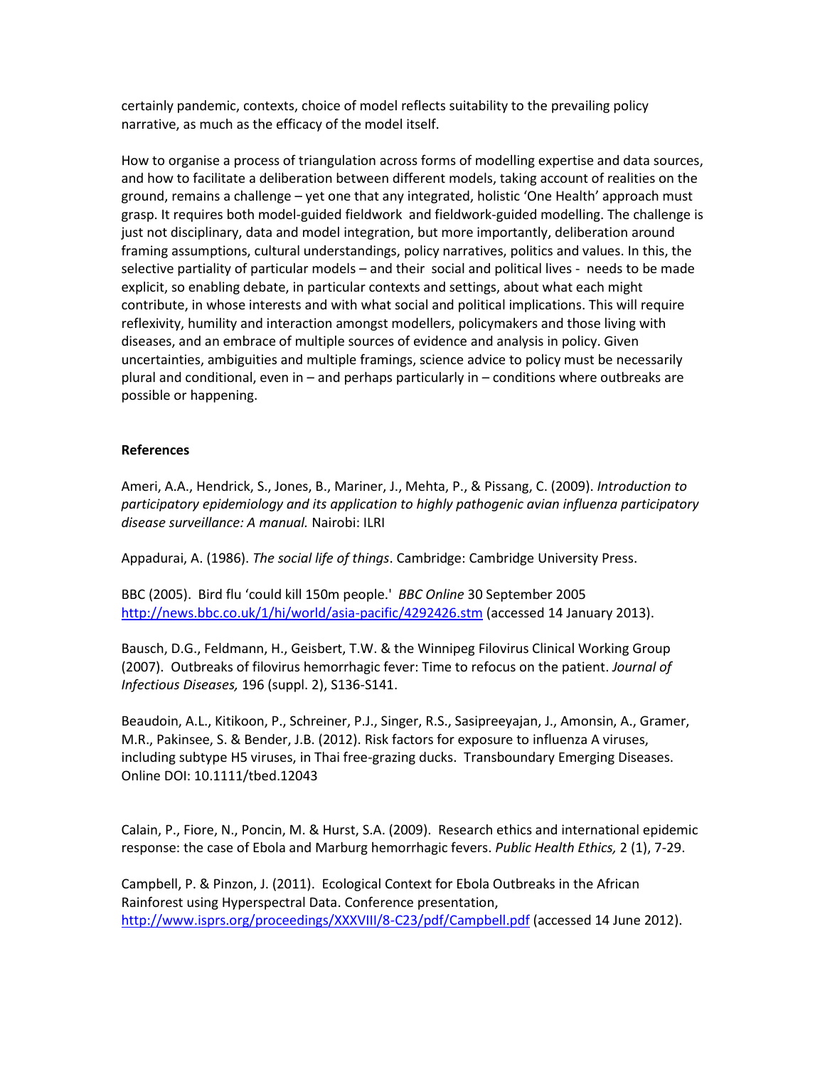certainly pandemic, contexts, choice of model reflects suitability to the prevailing policy narrative, as much as the efficacy of the model itself.

How to organise a process of triangulation across forms of modelling expertise and data sources, and how to facilitate a deliberation between different models, taking account of realities on the ground, remains a challenge – yet one that any integrated, holistic 'One Health' approach must grasp. It requires both model-guided fieldwork and fieldwork-guided modelling. The challenge is just not disciplinary, data and model integration, but more importantly, deliberation around framing assumptions, cultural understandings, policy narratives, politics and values. In this, the selective partiality of particular models – and their social and political lives - needs to be made explicit, so enabling debate, in particular contexts and settings, about what each might contribute, in whose interests and with what social and political implications. This will require reflexivity, humility and interaction amongst modellers, policymakers and those living with diseases, and an embrace of multiple sources of evidence and analysis in policy. Given uncertainties, ambiguities and multiple framings, science advice to policy must be necessarily plural and conditional, even in – and perhaps particularly in – conditions where outbreaks are possible or happening.

**References**

Ameri, A.A., Hendrick, S., Jones, B., Mariner, J., Mehta, P., & Pissang, C. (2009). *Introduction to participatory epidemiology and its application to highly pathogenic avian influenza participatory disease surveillance: A manual.* Nairobi: ILRI

Appadurai, A. (1986). *The social life of things*. Cambridge: Cambridge University Press.

BBC (2005). Bird flu 'could kill 150m people.' *BBC Online* 30 September 2005 http://news.bbc.co.uk/1/hi/world/asia-pacific/4292426.stm (accessed 14 January 2013).

Bausch, D.G., Feldmann, H., Geisbert, T.W. & the Winnipeg Filovirus Clinical Working Group (2007). Outbreaks of filovirus hemorrhagic fever: Time to refocus on the patient. *Journal of Infectious Diseases,* 196 (suppl. 2), S136-S141.

Beaudoin, A.L., Kitikoon, P., Schreiner, P.J., Singer, R.S., Sasipreeyajan, J., Amonsin, A., Gramer, M.R., Pakinsee, S. & Bender, J.B. (2012). Risk factors for exposure to influenza A viruses, including subtype H5 viruses, in Thai free-grazing ducks. Transboundary Emerging Diseases. Online DOI: 10.1111/tbed.12043

Calain, P., Fiore, N., Poncin, M. & Hurst, S.A. (2009). Research ethics and international epidemic response: the case of Ebola and Marburg hemorrhagic fevers. *Public Health Ethics,* 2 (1), 7-29.

Campbell, P. & Pinzon, J. (2011). Ecological Context for Ebola Outbreaks in the African Rainforest using Hyperspectral Data. Conference presentation, http://www.isprs.org/proceedings/XXXVIII/8-C23/pdf/Campbell.pdf (accessed 14 June 2012).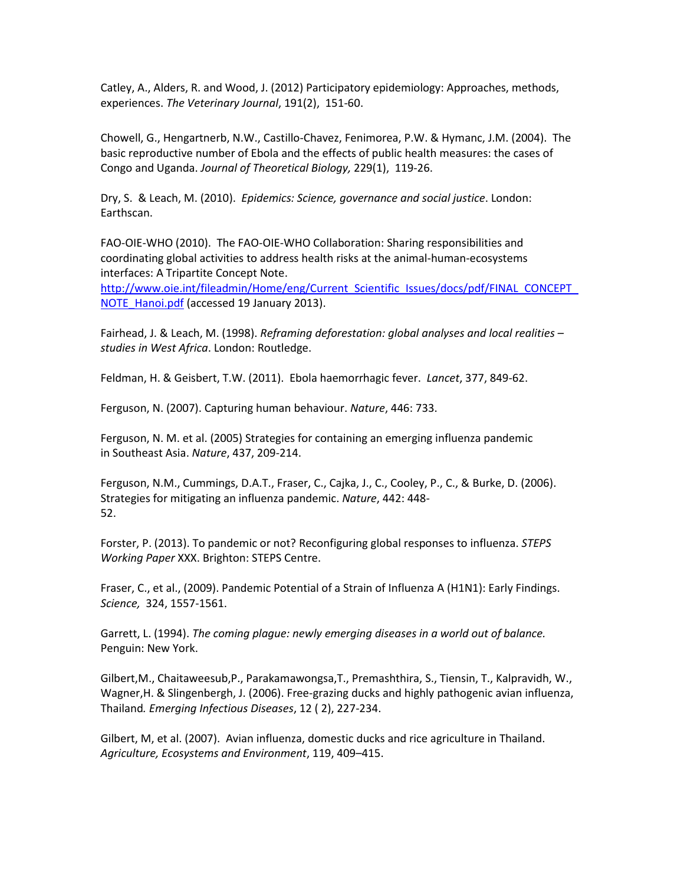Catley, A., Alders, R. and Wood, J. (2012) Participatory epidemiology: Approaches, methods, experiences. *The Veterinary Journal*, 191(2), 151-60.

Chowell, G., Hengartnerb, N.W., Castillo-Chavez, Fenimorea, P.W. & Hymanc, J.M. (2004). The basic reproductive number of Ebola and the effects of public health measures: the cases of Congo and Uganda. *Journal of Theoretical Biology,* 229(1), 119-26.

Dry, S. & Leach, M. (2010). *Epidemics: Science, governance and social justice*. London: Earthscan.

FAO-OIE-WHO (2010). The FAO-OIE-WHO Collaboration: Sharing responsibilities and coordinating global activities to address health risks at the animal-human-ecosystems interfaces: A Tripartite Concept Note. http://www.oie.int/fileadmin/Home/eng/Current_Scientific_Issues/docs/pdf/FINAL_CONCEPT_NOTE_Hanoi.pdf (accessed 19 January 2013).

Fairhead, J. & Leach, M. (1998). *Reframing deforestation: global analyses and local realities – studies in West Africa*. London: Routledge.

Feldman, H. & Geisbert, T.W. (2011). Ebola haemorrhagic fever. *Lancet*, 377, 849-62.

Ferguson, N. (2007). Capturing human behaviour. *Nature*, 446: 733.

Ferguson, N. M. et al. (2005) Strategies for containing an emerging influenza pandemic in Southeast Asia. *Nature*, 437, 209-214.

Ferguson, N.M., Cummings, D.A.T., Fraser, C., Cajka, J., C., Cooley, P., C., & Burke, D. (2006). Strategies for mitigating an influenza pandemic. *Nature*, 442: 448-52.

Forster, P. (2013). To pandemic or not? Reconfiguring global responses to influenza. *STEPS Working Paper* XXX. Brighton: STEPS Centre.

Fraser, C., et al., (2009). Pandemic Potential of a Strain of Influenza A (H1N1): Early Findings. *Science,* 324, 1557-1561.

Garrett, L. (1994). *The coming plague: newly emerging diseases in a world out of balance.* Penguin: New York.

Gilbert,M., Chaitaweesub,P., Parakamawongsa,T., Premashthira, S., Tiensin, T., Kalpravidh, W., Wagner,H. & Slingenbergh, J. (2006). Free-grazing ducks and highly pathogenic avian influenza, Thailand*. Emerging Infectious Diseases*, 12 ( 2), 227-234.

Gilbert, M, et al. (2007). Avian influenza, domestic ducks and rice agriculture in Thailand. *Agriculture, Ecosystems and Environment*, 119, 409–415.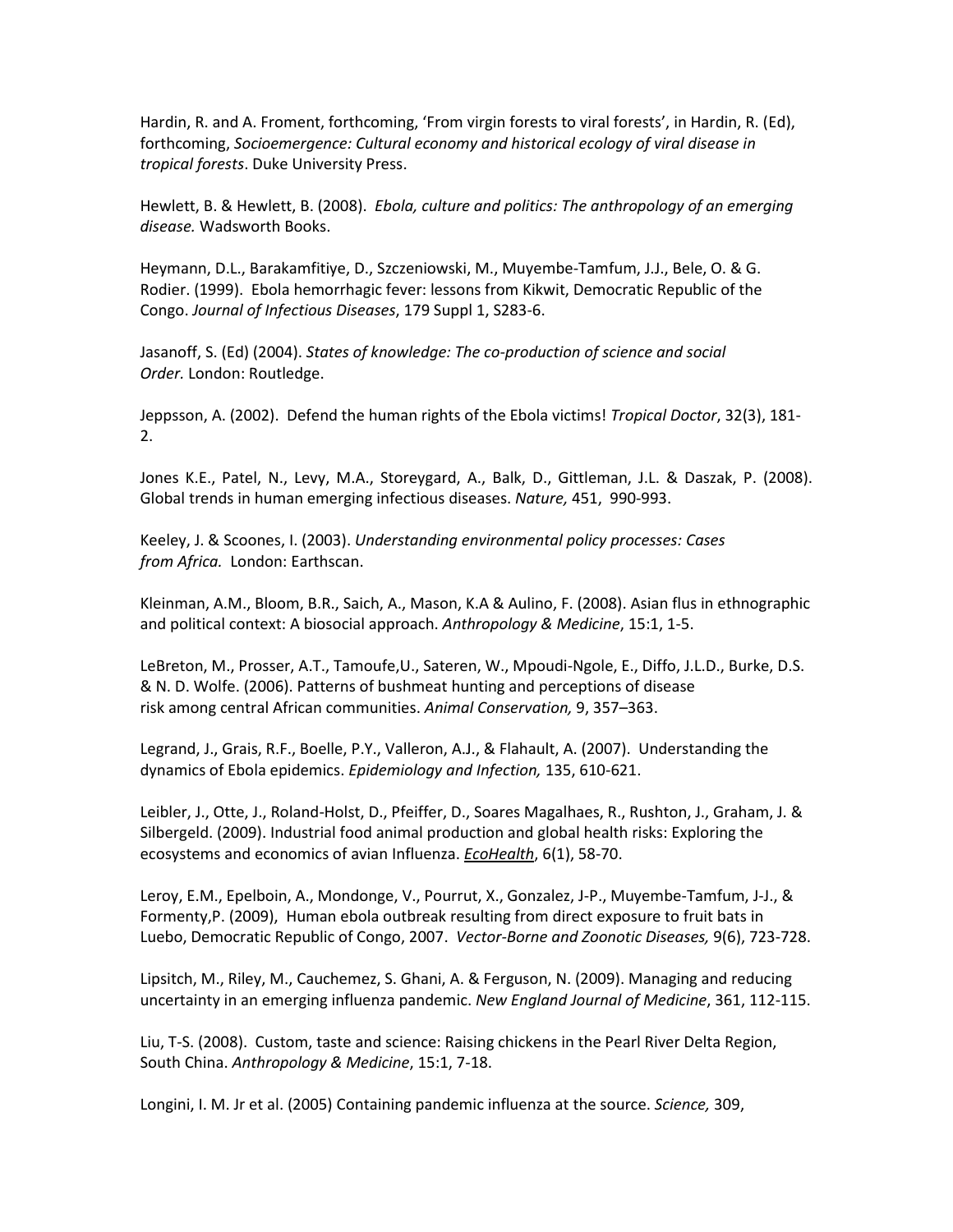Hardin, R. and A. Froment, forthcoming, 'From virgin forests to viral forests', in Hardin, R. (Ed), forthcoming, *Socioemergence: Cultural economy and historical ecology of viral disease in tropical forests*. Duke University Press.

Hewlett, B. & Hewlett, B. (2008). *Ebola, culture and politics: The anthropology of an emerging disease.* Wadsworth Books.

Heymann, D.L., Barakamfitiye, D., Szczeniowski, M., Muyembe-Tamfum, J.J., Bele, O. & G. Rodier. (1999). Ebola hemorrhagic fever: lessons from Kikwit, Democratic Republic of the Congo. *Journal of Infectious Diseases*, 179 Suppl 1, S283-6.

Jasanoff, S. (Ed) (2004). *States of knowledge: The co-production of science and social Order.* London: Routledge.

Jeppsson, A. (2002). Defend the human rights of the Ebola victims! *Tropical Doctor*, 32(3), 181-2.

Jones K.E., Patel, N., Levy, M.A., Storeygard, A., Balk, D., Gittleman, J.L. & Daszak, P. (2008). Global trends in human emerging infectious diseases. *Nature,* 451, 990-993.

Keeley, J. & Scoones, I. (2003). *Understanding environmental policy processes: Cases from Africa.* London: Earthscan.

Kleinman, A.M., Bloom, B.R., Saich, A., Mason, K.A & Aulino, F. (2008). Asian flus in ethnographic and political context: A biosocial approach. *Anthropology & Medicine*, 15:1, 1-5.

LeBreton, M., Prosser, A.T., Tamoufe,U., Sateren, W., Mpoudi-Ngole, E., Diffo, J.L.D., Burke, D.S. & N. D. Wolfe. (2006). Patterns of bushmeat hunting and perceptions of disease risk among central African communities. *Animal Conservation,* 9, 357–363.

Legrand, J., Grais, R.F., Boelle, P.Y., Valleron, A.J., & Flahault, A. (2007). Understanding the dynamics of Ebola epidemics. *Epidemiology and Infection,* 135, 610-621.

Leibler, J., Otte, J., Roland-Holst, D., Pfeiffer, D., Soares Magalhaes, R., Rushton, J., Graham, J. & Silbergeld. (2009). Industrial food animal production and global health risks: Exploring the ecosystems and economics of avian Influenza. *EcoHealth*, 6(1), 58-70.

Leroy, E.M., Epelboin, A., Mondonge, V., Pourrut, X., Gonzalez, J-P., Muyembe-Tamfum, J-J., & Formenty,P. (2009), Human ebola outbreak resulting from direct exposure to fruit bats in Luebo, Democratic Republic of Congo, 2007. *Vector-Borne and Zoonotic Diseases,* 9(6), 723-728.

Lipsitch, M., Riley, M., Cauchemez, S. Ghani, A. & Ferguson, N. (2009). Managing and reducing uncertainty in an emerging influenza pandemic. *New England Journal of Medicine*, 361, 112-115.

Liu, T-S. (2008). Custom, taste and science: Raising chickens in the Pearl River Delta Region, South China. *Anthropology & Medicine*, 15:1, 7-18.

Longini, I. M. Jr et al. (2005) Containing pandemic influenza at the source. *Science,* 309,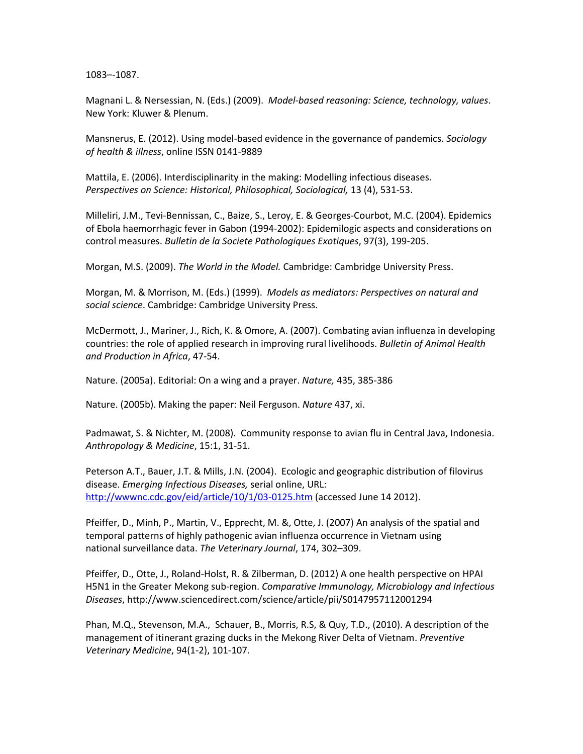1083–-1087.

Magnani L. & Nersessian, N. (Eds.) (2009). *Model-based reasoning: Science, technology, values*. New York: Kluwer & Plenum.

Mansnerus, E. (2012). Using model-based evidence in the governance of pandemics. *Sociology of health & illness*, online ISSN 0141-9889

Mattila, E. (2006). Interdisciplinarity in the making: Modelling infectious diseases. *Perspectives on Science: Historical, Philosophical, Sociological,* 13 (4), 531-53.

Milleliri, J.M., Tevi-Bennissan, C., Baize, S., Leroy, E. & Georges-Courbot, M.C. (2004). Epidemics of Ebola haemorrhagic fever in Gabon (1994-2002): Epidemilogic aspects and considerations on control measures. *Bulletin de la Societe Pathologiques Exotiques*, 97(3), 199-205.

Morgan, M.S. (2009). *The World in the Model.* Cambridge: Cambridge University Press.

Morgan, M. & Morrison, M. (Eds.) (1999). *Models as mediators: Perspectives on natural and social science*. Cambridge: Cambridge University Press.

McDermott, J., Mariner, J., Rich, K. & Omore, A. (2007). Combating avian influenza in developing countries: the role of applied research in improving rural livelihoods. *Bulletin of Animal Health and Production in Africa*, 47-54.

Nature. (2005a). Editorial: On a wing and a prayer. *Nature,* 435, 385-386

Nature. (2005b). Making the paper: Neil Ferguson. *Nature* 437, xi.

Padmawat, S. & Nichter, M. (2008). Community response to avian flu in Central Java, Indonesia. *Anthropology & Medicine*, 15:1, 31-51.

Peterson A.T., Bauer, J.T. & Mills, J.N. (2004). Ecologic and geographic distribution of filovirus disease. *Emerging Infectious Diseases,* serial online, URL: http://wwwnc.cdc.gov/eid/article/10/1/03-0125.htm (accessed June 14 2012).

Pfeiffer, D., Minh, P., Martin, V., Epprecht, M. &, Otte, J. (2007) An analysis of the spatial and temporal patterns of highly pathogenic avian influenza occurrence in Vietnam using national surveillance data. *The Veterinary Journal*, 174, 302–309.

Pfeiffer, D., Otte, J., Roland-Holst, R. & Zilberman, D. (2012) A one health perspective on HPAI H5N1 in the Greater Mekong sub-region. *Comparative Immunology, Microbiology and Infectious Diseases*, http://www.sciencedirect.com/science/article/pii/S0147957112001294

Phan, M.Q., Stevenson, M.A., Schauer, B., Morris, R.S, & Quy, T.D., (2010). A description of the management of itinerant grazing ducks in the Mekong River Delta of Vietnam. *Preventive Veterinary Medicine*, 94(1-2), 101-107.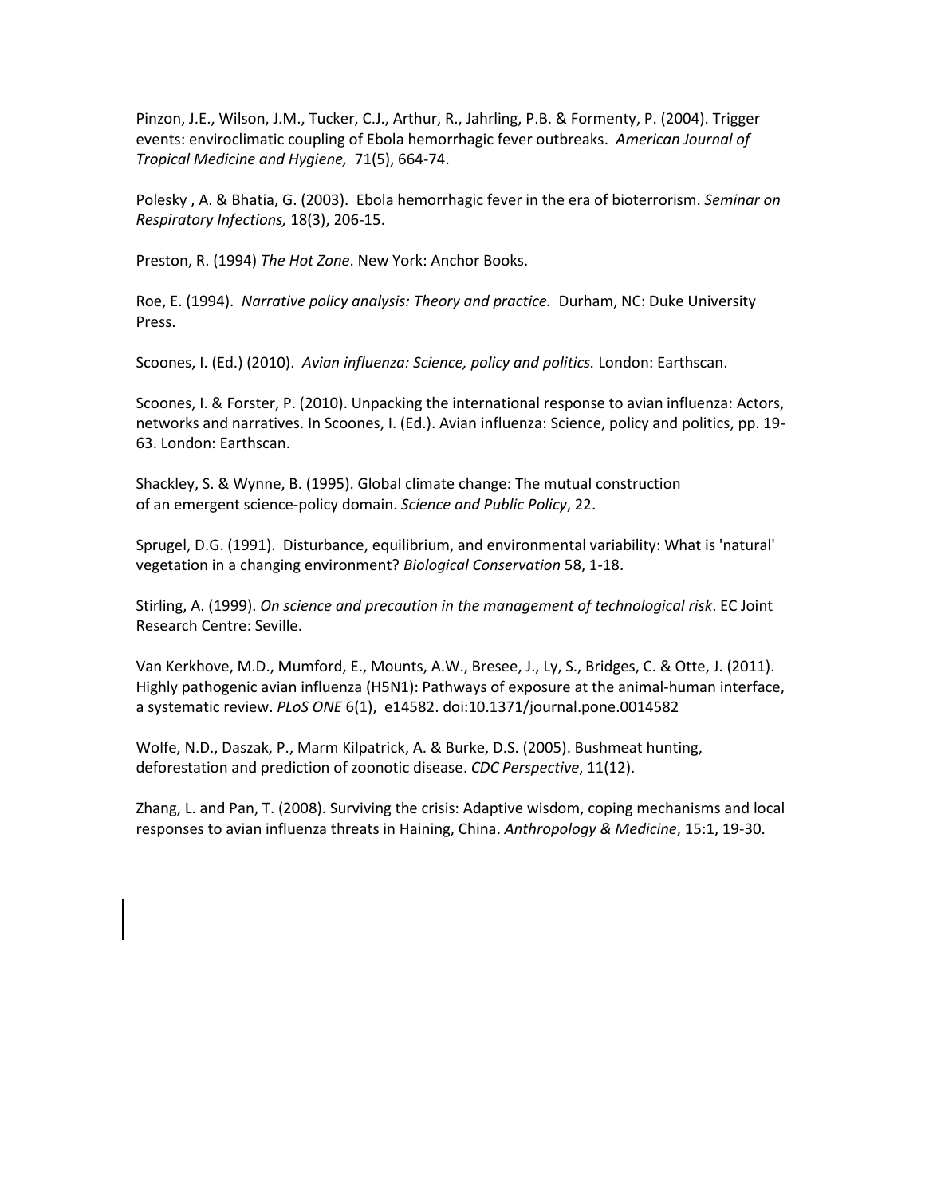Pinzon, J.E., Wilson, J.M., Tucker, C.J., Arthur, R., Jahrling, P.B. & Formenty, P. (2004). Trigger events: enviroclimatic coupling of Ebola hemorrhagic fever outbreaks. *American Journal of Tropical Medicine and Hygiene,* 71(5), 664-74.

Polesky , A. & Bhatia, G. (2003). Ebola hemorrhagic fever in the era of bioterrorism. *Seminar on Respiratory Infections,* 18(3), 206-15.

Preston, R. (1994) *The Hot Zone*. New York: Anchor Books.

Roe, E. (1994). *Narrative policy analysis: Theory and practice.* Durham, NC: Duke University Press.

Scoones, I. (Ed.) (2010). *Avian influenza: Science, policy and politics.* London: Earthscan.

Scoones, I. & Forster, P. (2010). Unpacking the international response to avian influenza: Actors, networks and narratives. In Scoones, I. (Ed.). Avian influenza: Science, policy and politics, pp. 19-63. London: Earthscan.

Shackley, S. & Wynne, B. (1995). Global climate change: The mutual construction of an emergent science-policy domain. *Science and Public Policy*, 22.

Sprugel, D.G. (1991). Disturbance, equilibrium, and environmental variability: What is 'natural' vegetation in a changing environment? *Biological Conservation* 58, 1-18.

Stirling, A. (1999). *On science and precaution in the management of technological risk*. EC Joint Research Centre: Seville.

Van Kerkhove, M.D., Mumford, E., Mounts, A.W., Bresee, J., Ly, S., Bridges, C. & Otte, J. (2011). Highly pathogenic avian influenza (H5N1): Pathways of exposure at the animal-human interface, a systematic review. *PLoS ONE* 6(1), e14582. doi:10.1371/journal.pone.0014582

Wolfe, N.D., Daszak, P., Marm Kilpatrick, A. & Burke, D.S. (2005). Bushmeat hunting, deforestation and prediction of zoonotic disease. *CDC Perspective*, 11(12).

Zhang, L. and Pan, T. (2008). Surviving the crisis: Adaptive wisdom, coping mechanisms and local responses to avian influenza threats in Haining, China. *Anthropology & Medicine*, 15:1, 19-30.